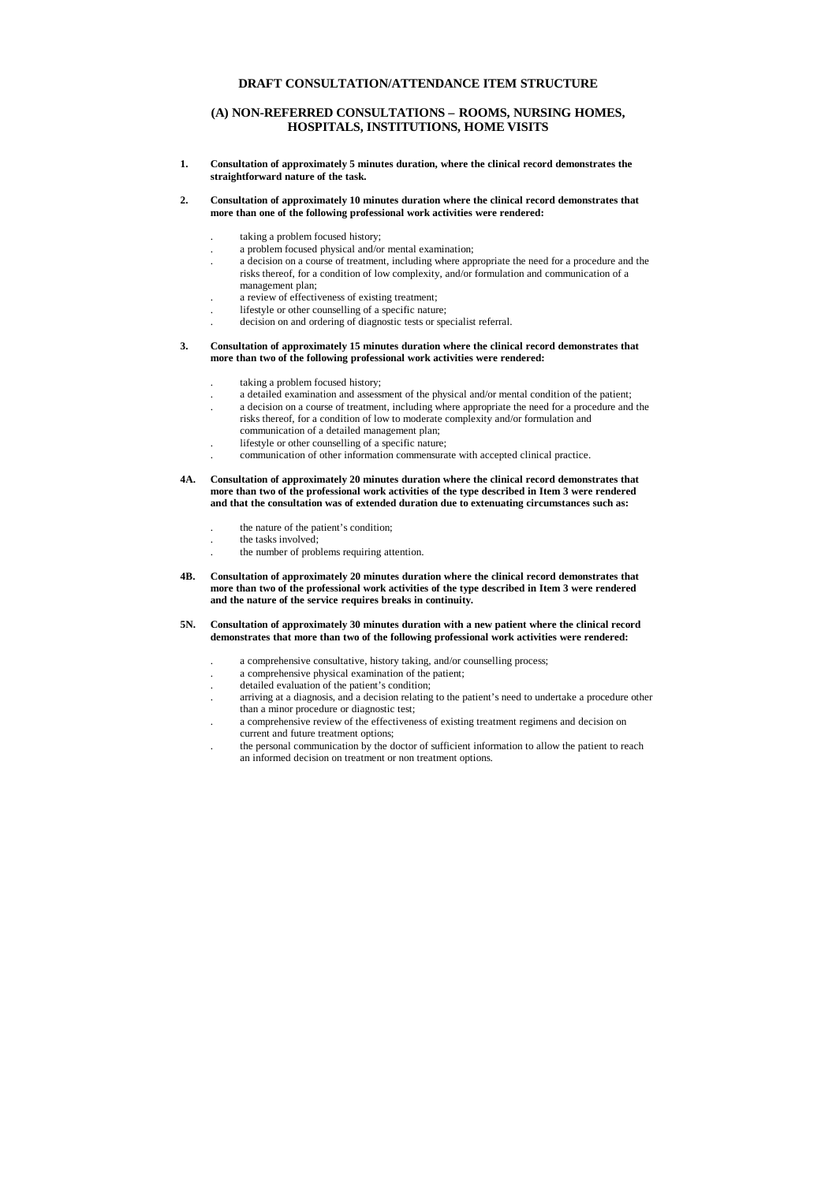# DRAFT CONSULTATION/ATTENDANCE ITEM STRUCTURE

## (A) NON-REFERRED CONSULTATIONS – ROOMS, NURSING HOMES, HOSPITALS, INSTITUTIONS, HOME VISITS

**1. Consultation of approximately 5 minutes duration, where the clinical record demonstrates the straightforward nature of the task.**

**2. Consultation of approximately 10 minutes duration where the clinical record demonstrates that more than one of the following professional work activities were rendered:**

- taking a problem focused history;
- a problem focused physical and/or mental examination;
- a decision on a course of treatment, including where appropriate the need for a procedure and the risks thereof, for a condition of low complexity, and/or formulation and communication of a management plan;
- a review of effectiveness of existing treatment;
- lifestyle or other counselling of a specific nature;
- decision on and ordering of diagnostic tests or specialist referral.

**3. Consultation of approximately 15 minutes duration where the clinical record demonstrates that more than two of the following professional work activities were rendered:**

- taking a problem focused history;
- a detailed examination and assessment of the physical and/or mental condition of the patient;
- a decision on a course of treatment, including where appropriate the need for a procedure and the risks thereof, for a condition of low to moderate complexity and/or formulation and communication of a detailed management plan;
- lifestyle or other counselling of a specific nature;
- communication of other information commensurate with accepted clinical practice.

**4A. Consultation of approximately 20 minutes duration where the clinical record demonstrates that more than two of the professional work activities of the type described in Item 3 were rendered and that the consultation was of extended duration due to extenuating circumstances such as:**

- the nature of the patient's condition;
- the tasks involved;
- the number of problems requiring attention.

**4B. Consultation of approximately 20 minutes duration where the clinical record demonstrates that more than two of the professional work activities of the type described in Item 3 were rendered and the nature of the service requires breaks in continuity.**

**5N. Consultation of approximately 30 minutes duration with a new patient where the clinical record demonstrates that more than two of the following professional work activities were rendered:**

- a comprehensive consultative, history taking, and/or counselling process;
- a comprehensive physical examination of the patient;
- detailed evaluation of the patient's condition;
- arriving at a diagnosis, and a decision relating to the patient's need to undertake a procedure other than a minor procedure or diagnostic test;
- a comprehensive review of the effectiveness of existing treatment regimens and decision on current and future treatment options;
- the personal communication by the doctor of sufficient information to allow the patient to reach an informed decision on treatment or non treatment options.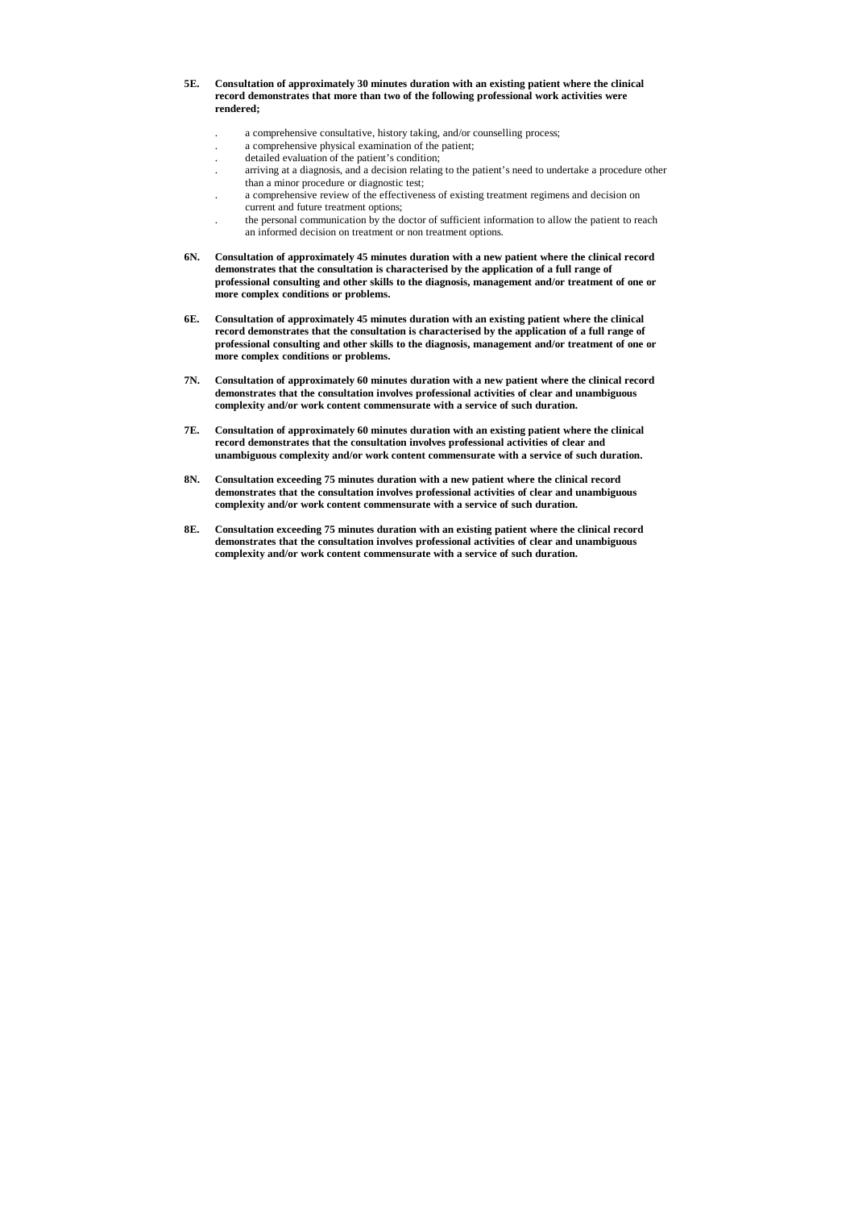**5E. Consultation of approximately 30 minutes duration with an existing patient where the clinical record demonstrates that more than two of the following professional work activities were rendered;**

- a comprehensive consultative, history taking, and/or counselling process;
- a comprehensive physical examination of the patient;
- detailed evaluation of the patient's condition;
- arriving at a diagnosis, and a decision relating to the patient's need to undertake a procedure other than a minor procedure or diagnostic test;
- a comprehensive review of the effectiveness of existing treatment regimens and decision on current and future treatment options;
- the personal communication by the doctor of sufficient information to allow the patient to reach an informed decision on treatment or non treatment options.

**6N. Consultation of approximately 45 minutes duration with a new patient where the clinical record demonstrates that the consultation is characterised by the application of a full range of professional consulting and other skills to the diagnosis, management and/or treatment of one or more complex conditions or problems.**

**6E. Consultation of approximately 45 minutes duration with an existing patient where the clinical record demonstrates that the consultation is characterised by the application of a full range of professional consulting and other skills to the diagnosis, management and/or treatment of one or more complex conditions or problems.**

**7N. Consultation of approximately 60 minutes duration with a new patient where the clinical record demonstrates that the consultation involves professional activities of clear and unambiguous complexity and/or work content commensurate with a service of such duration.**

**7E. Consultation of approximately 60 minutes duration with an existing patient where the clinical record demonstrates that the consultation involves professional activities of clear and unambiguous complexity and/or work content commensurate with a service of such duration.**

**8N. Consultation exceeding 75 minutes duration with a new patient where the clinical record demonstrates that the consultation involves professional activities of clear and unambiguous complexity and/or work content commensurate with a service of such duration.**

**8E. Consultation exceeding 75 minutes duration with an existing patient where the clinical record demonstrates that the consultation involves professional activities of clear and unambiguous complexity and/or work content commensurate with a service of such duration.**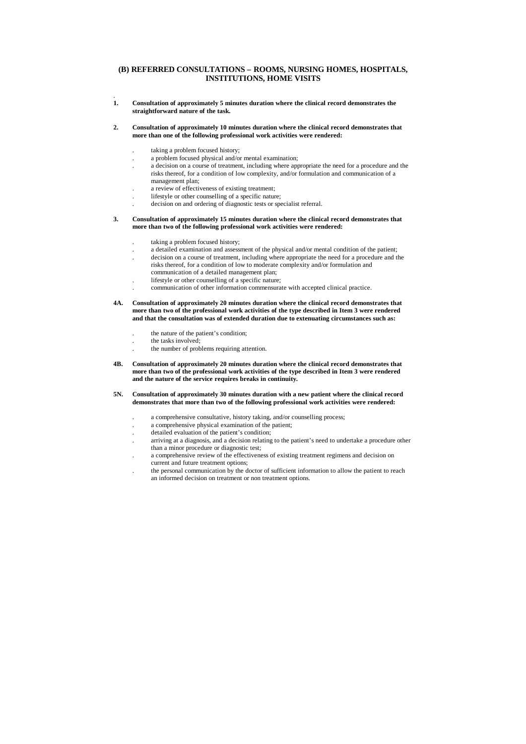## (B) REFERRED CONSULTATIONS – ROOMS, NURSING HOMES, HOSPITALS, INSTITUTIONS, HOME VISITS

**1. Consultation of approximately 5 minutes duration where the clinical record demonstrates the straightforward nature of the task.**

**2. Consultation of approximately 10 minutes duration where the clinical record demonstrates that more than one of the following professional work activities were rendered:**

- taking a problem focused history;
- a problem focused physical and/or mental examination;
- a decision on a course of treatment, including where appropriate the need for a procedure and the risks thereof, for a condition of low complexity, and/or formulation and communication of a management plan;
- a review of effectiveness of existing treatment;
- lifestyle or other counselling of a specific nature;
- decision on and ordering of diagnostic tests or specialist referral.

**3. Consultation of approximately 15 minutes duration where the clinical record demonstrates that more than two of the following professional work activities were rendered:**

- taking a problem focused history;
- a detailed examination and assessment of the physical and/or mental condition of the patient;
- decision on a course of treatment, including where appropriate the need for a procedure and the risks thereof, for a condition of low to moderate complexity and/or formulation and communication of a detailed management plan;
- lifestyle or other counselling of a specific nature;
- communication of other information commensurate with accepted clinical practice.

**4A. Consultation of approximately 20 minutes duration where the clinical record demonstrates that more than two of the professional work activities of the type described in Item 3 were rendered and that the consultation was of extended duration due to extenuating circumstances such as:**

- the nature of the patient's condition;
- the tasks involved;
- the number of problems requiring attention.

**4B. Consultation of approximately 20 minutes duration where the clinical record demonstrates that more than two of the professional work activities of the type described in Item 3 were rendered and the nature of the service requires breaks in continuity.**

**5N. Consultation of approximately 30 minutes duration with a new patient where the clinical record demonstrates that more than two of the following professional work activities were rendered:**

- a comprehensive consultative, history taking, and/or counselling process;
- a comprehensive physical examination of the patient;
- detailed evaluation of the patient's condition;
- arriving at a diagnosis, and a decision relating to the patient's need to undertake a procedure other than a minor procedure or diagnostic test;
- a comprehensive review of the effectiveness of existing treatment regimens and decision on current and future treatment options;
- the personal communication by the doctor of sufficient information to allow the patient to reach an informed decision on treatment or non treatment options.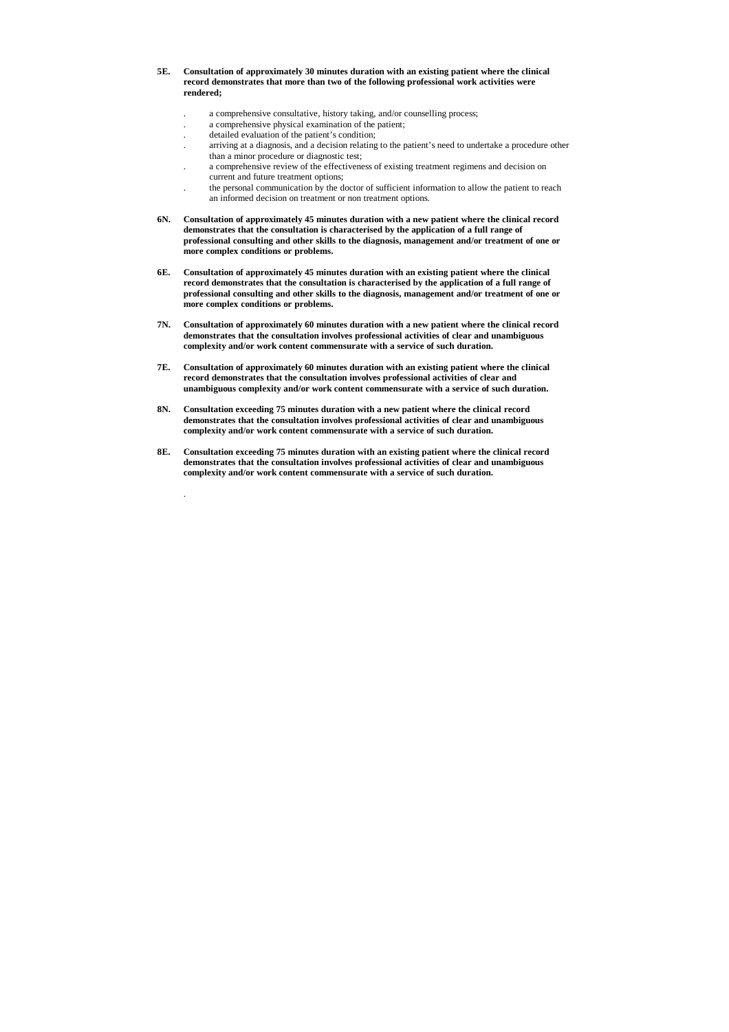**5E. Consultation of approximately 30 minutes duration with an existing patient where the clinical record demonstrates that more than two of the following professional work activities were rendered;**

- a comprehensive consultative, history taking, and/or counselling process;
- a comprehensive physical examination of the patient;
- detailed evaluation of the patient's condition;
- arriving at a diagnosis, and a decision relating to the patient's need to undertake a procedure other than a minor procedure or diagnostic test;
- a comprehensive review of the effectiveness of existing treatment regimens and decision on current and future treatment options;
- the personal communication by the doctor of sufficient information to allow the patient to reach an informed decision on treatment or non treatment options.

**6N. Consultation of approximately 45 minutes duration with a new patient where the clinical record demonstrates that the consultation is characterised by the application of a full range of professional consulting and other skills to the diagnosis, management and/or treatment of one or more complex conditions or problems.**

**6E. Consultation of approximately 45 minutes duration with an existing patient where the clinical record demonstrates that the consultation is characterised by the application of a full range of professional consulting and other skills to the diagnosis, management and/or treatment of one or more complex conditions or problems.**

**7N. Consultation of approximately 60 minutes duration with a new patient where the clinical record demonstrates that the consultation involves professional activities of clear and unambiguous complexity and/or work content commensurate with a service of such duration.**

**7E. Consultation of approximately 60 minutes duration with an existing patient where the clinical record demonstrates that the consultation involves professional activities of clear and unambiguous complexity and/or work content commensurate with a service of such duration.**

**8N. Consultation exceeding 75 minutes duration with a new patient where the clinical record demonstrates that the consultation involves professional activities of clear and unambiguous complexity and/or work content commensurate with a service of such duration.**

**8E. Consultation exceeding 75 minutes duration with an existing patient where the clinical record demonstrates that the consultation involves professional activities of clear and unambiguous complexity and/or work content commensurate with a service of such duration.**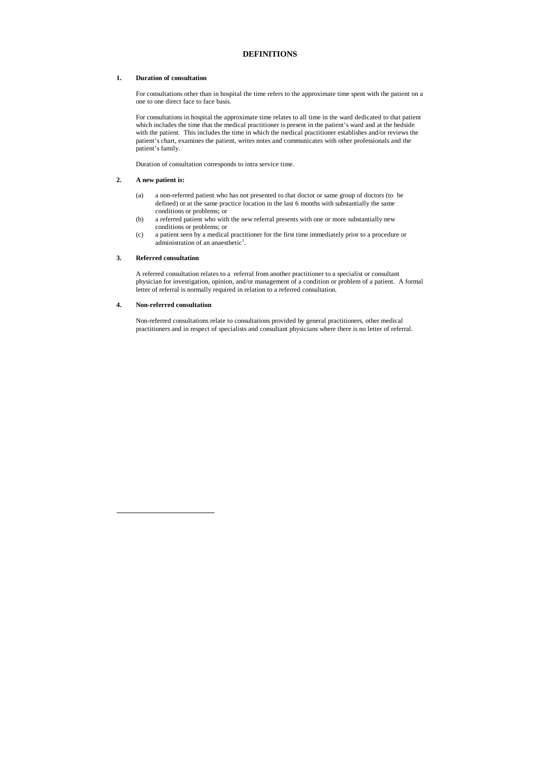# DEFINITIONS

**1. Duration of consultation**

For consultations other than in hospital the time refers to the approximate time spent with the patient on a one to one direct face to face basis.

For consultations in hospital the approximate time relates to all time in the ward dedicated to that patient which includes the time that the medical practitioner is present in the patient's ward and at the bedside with the patient. This includes the time in which the medical practitioner establishes and/or reviews the patient's chart, examines the patient, writes notes and communicates with other professionals and the patient's family.

Duration of consultation corresponds to intra service time.

**2. A new patient is:**

(a) a non-referred patient who has not presented to that doctor or same group of doctors (to be defined) or at the same practice location in the last 6 months with substantially the same conditions or problems; or

(b) a referred patient who with the new referral presents with one or more substantially new conditions or problems; or

(c) a patient seen by a medical practitioner for the first time immediately prior to a procedure or administration of an anaesthetic[1].

**3. Referred consultation**

A referred consultation relates to a referral from another practitioner to a specialist or consultant physician for investigation, opinion, and/or management of a condition or problem of a patient. A formal letter of referral is normally required in relation to a referred consultation.

**4. Non-referred consultation**

Non-referred consultations relate to consultations provided by general practitioners, other medical practitioners and in respect of specialists and consultant physicians where there is no letter of referral.